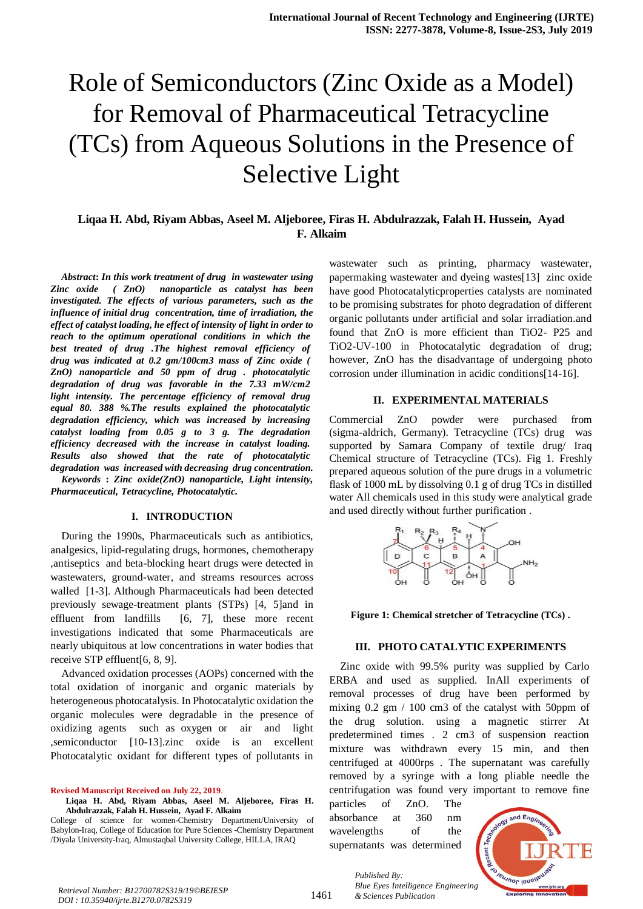# Role of Semiconductors (Zinc Oxide as a Model) for Removal of Pharmaceutical Tetracycline (TCs) from Aqueous Solutions in the Presence of Selective Light

**Liqaa H. Abd, Riyam Abbas, Aseel M. Aljeboree, Firas H. Abdulrazzak, Falah H. Hussein, Ayad F. Alkaim**

***Abstract*: *In this work treatment of drug in wastewater using Zinc oxide ( ZnO) nanoparticle as catalyst has been investigated. The effects of various parameters, such as the influence of initial drug concentration, time of irradiation, the effect of catalyst loading, he effect of intensity of light in order to reach to the optimum operational conditions in which the best treated of drug .The highest removal efficiency of drug was indicated at 0.2 gm/100cm3 mass of Zinc oxide ( ZnO) nanoparticle and 50 ppm of drug . photocatalytic degradation of drug was favorable in the 7.33 mW/cm2 light intensity. The percentage efficiency of removal drug equal 80. 388 %.The results explained the photocatalytic degradation efficiency, which was increased by increasing catalyst loading from 0.05 g to 3 g. The degradation efficiency decreased with the increase in catalyst loading. Results also showed that the rate of photocatalytic degradation was increased with decreasing drug concentration.***

***Keywords* : *Zinc oxide(ZnO) nanoparticle, Light intensity, Pharmaceutical, Tetracycline, Photocatalytic.***

## I. INTRODUCTION

During the 1990s, Pharmaceuticals such as antibiotics, analgesics, lipid-regulating drugs, hormones, chemotherapy ,antiseptics and beta-blocking heart drugs were detected in wastewaters, ground-water, and streams resources across walled [1-3]. Although Pharmaceuticals had been detected previously sewage-treatment plants (STPs) [4, 5]and in effluent from landfills [6, 7], these more recent investigations indicated that some Pharmaceuticals are nearly ubiquitous at low concentrations in water bodies that receive STP effluent[6, 8, 9].

Advanced oxidation processes (AOPs) concerned with the total oxidation of inorganic and organic materials by heterogeneous photocatalysis. In Photocatalytic oxidation the organic molecules were degradable in the presence of oxidizing agents such as oxygen or air and light ,semiconductor [10-13].zinc oxide is an excellent Photocatalytic oxidant for different types of pollutants in wastewater such as printing, pharmacy wastewater, papermaking wastewater and dyeing wastes[13] zinc oxide have good Photocatalyticproperties catalysts are nominated to be promising substrates for photo degradation of different organic pollutants under artificial and solar irradiation.and found that ZnO is more efficient than $TiO_2$- P25 and $TiO_2$-UV-100 in Photocatalytic degradation of drug; however, ZnO has the disadvantage of undergoing photo corrosion under illumination in acidic conditions[14-16].

## II. EXPERIMENTAL MATERIALS

Commercial ZnO powder were purchased from (sigma-aldrich, Germany). Tetracycline (TCs) drug was supported by Samara Company of textile drug/ Iraq Chemical structure of Tetracycline (TCs). Fig 1. Freshly prepared aqueous solution of the pure drugs in a volumetric flask of 1000 mL by dissolving 0.1 g of drug TCs in distilled water All chemicals used in this study were analytical grade and used directly without further purification .

**Figure 1: Chemical stretcher of Tetracycline (TCs) .**

## III. PHOTO CATALYTIC EXPERIMENTS

Zinc oxide with 99.5% purity was supplied by Carlo ERBA and used as supplied. InAll experiments of removal processes of drug have been performed by mixing 0.2 gm / 100 cm3 of the catalyst with 50ppm of the drug solution. using a magnetic stirrer At predetermined times . 2 cm3 of suspension reaction mixture was withdrawn every 15 min, and then centrifuged at 4000rps . The supernatant was carefully removed by a syringe with a long pliable needle the centrifugation was found very important to remove fine particles of ZnO. The absorbance at 360 nm wavelengths of the supernatants was determined

**Revised Manuscript Received on July 22, 2019.**

**Liqaa H. Abd, Riyam Abbas, Aseel M. Aljeboree, Firas H. Abdulrazzak, Falah H. Hussein, Ayad F. Alkaim**

College of science for women-Chemistry Department/University of Babylon-Iraq, College of Education for Pure Sciences -Chemistry Department /Diyala University-Iraq, Almustaqbal University College, HILLA, IRAQ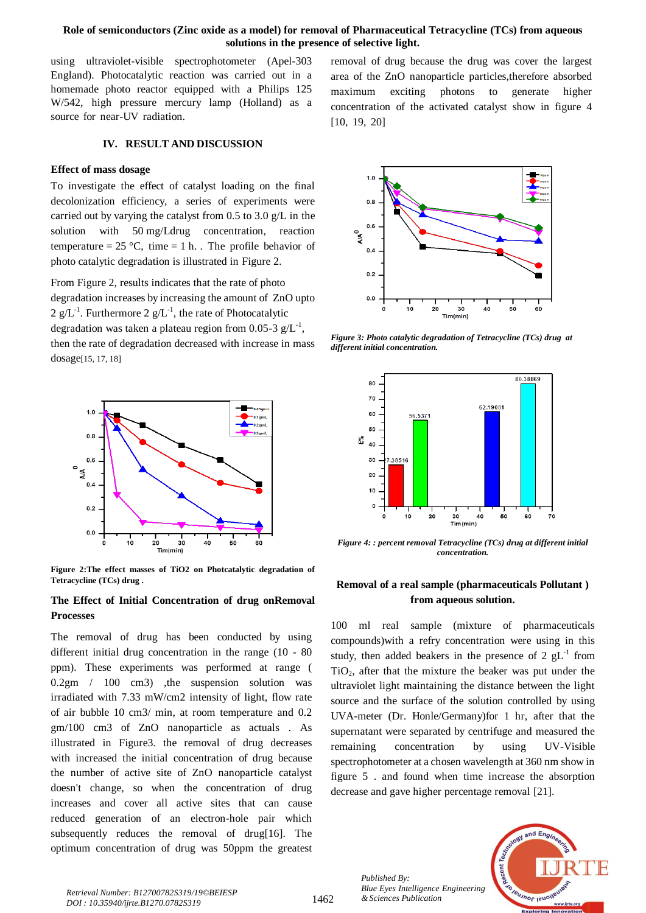using ultraviolet-visible spectrophotometer (Apel-303 England). Photocatalytic reaction was carried out in a homemade photo reactor equipped with a Philips 125 W/542, high pressure mercury lamp (Holland) as a source for near-UV radiation.

## IV. RESULT AND DISCUSSION

### Effect of mass dosage

To investigate the effect of catalyst loading on the final decolonization efficiency, a series of experiments were carried out by varying the catalyst from 0.5 to 3.0 g/L in the solution with 50 mg/Ldrug concentration, reaction temperature = 25 °C, time = 1 h. . The profile behavior of photo catalytic degradation is illustrated in Figure 2.

From Figure 2, results indicates that the rate of photo degradation increases by increasing the amount of ZnO upto 2 $g/L^{-1}$. Furthermore 2 $g/L^{-1}$, the rate of Photocatalytic degradation was taken a plateau region from 0.05-3 $g/L^{-1}$, then the rate of degradation decreased with increase in mass dosage[15, 17, 18]

**Figure 2:The effect masses of TiO2 on Photcatalytic degradation of Tetracycline (TCs) drug .**

### The Effect of Initial Concentration of drug onRemoval Processes

The removal of drug has been conducted by using different initial drug concentration in the range (10 - 80 ppm). These experiments was performed at range ( 0.2gm / 100 cm3) ,the suspension solution was irradiated with 7.33 mW/cm2 intensity of light, flow rate of air bubble 10 cm3/ min, at room temperature and 0.2 gm/100 cm3 of ZnO nanoparticle as actuals . As illustrated in Figure3. the removal of drug decreases with increased the initial concentration of drug because the number of active site of ZnO nanoparticle catalyst doesn't change, so when the concentration of drug increases and cover all active sites that can cause reduced generation of an electron-hole pair which subsequently reduces the removal of drug[16]. The optimum concentration of drug was 50ppm the greatest removal of drug because the drug was cover the largest area of the ZnO nanoparticle particles,therefore absorbed maximum exciting photons to generate higher concentration of the activated catalyst show in figure 4 [10, 19, 20]

*Figure 3: Photo catalytic degradation of Tetracycline (TCs) drug at different initial concentration.*

*Figure 4: : percent removal Tetracycline (TCs) drug at different initial concentration.*

### Removal of a real sample (pharmaceuticals Pollutant ) from aqueous solution.

100 ml real sample (mixture of pharmaceuticals compounds)with a refry concentration were using in this study, then added beakers in the presence of 2 $gL^{-1}$ from $TiO_2$, after that the mixture the beaker was put under the ultraviolet light maintaining the distance between the light source and the surface of the solution controlled by using UVA-meter (Dr. Honle/Germany)for 1 hr, after that the supernatant were separated by centrifuge and measured the remaining concentration by using UV-Visible spectrophotometer at a chosen wavelength at 360 nm show in figure 5 . and found when time increase the absorption decrease and gave higher percentage removal [21].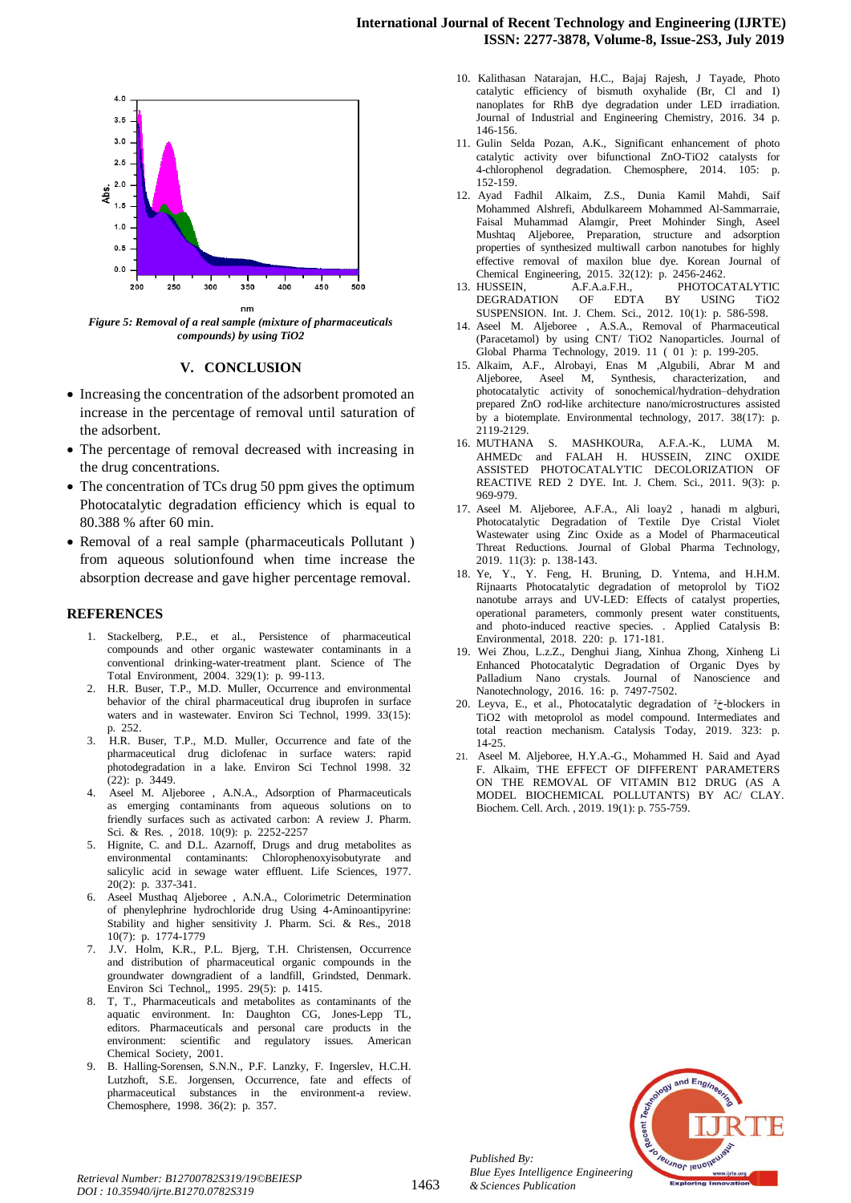4.0
3.5
3.0
2.5
2.0
1.5
1.0
0.5
0.0
Abs.
200 250 300 350 400 450 500
nm

*Figure 5: Removal of a real sample (mixture of pharmaceuticals compounds) by using TiO2*

## V. CONCLUSION

- Increasing the concentration of the adsorbent promoted an increase in the percentage of removal until saturation of the adsorbent.
- The percentage of removal decreased with increasing in the drug concentrations.
- The concentration of TCs drug 50 ppm gives the optimum Photocatalytic degradation efficiency which is equal to 80.388 % after 60 min.
- Removal of a real sample (pharmaceuticals Pollutant ) from aqueous solutionfound when time increase the absorption decrease and gave higher percentage removal.

## REFERENCES

1. Stackelberg, P.E., et al., Persistence of pharmaceutical compounds and other organic wastewater contaminants in a conventional drinking-water-treatment plant. Science of The Total Environment, 2004. 329(1): p. 99-113.
2. H.R. Buser, T.P., M.D. Muller, Occurrence and environmental behavior of the chiral pharmaceutical drug ibuprofen in surface waters and in wastewater. Environ Sci Technol, 1999. 33(15): p. 252.
3. H.R. Buser, T.P., M.D. Muller, Occurrence and fate of the pharmaceutical drug diclofenac in surface waters: rapid photodegradation in a lake. Environ Sci Technol 1998. 32 (22): p. 3449.
4. Aseel M. Aljeboree , A.N.A., Adsorption of Pharmaceuticals as emerging contaminants from aqueous solutions on to friendly surfaces such as activated carbon: A review J. Pharm. Sci. & Res. , 2018. 10(9): p. 2252-2257
5. Hignite, C. and D.L. Azarnoff, Drugs and drug metabolites as environmental contaminants: Chlorophenoxyisobutyrate and salicylic acid in sewage water effluent. Life Sciences, 1977. 20(2): p. 337-341.
6. Aseel Musthaq Aljeboree , A.N.A., Colorimetric Determination of phenylephrine hydrochloride drug Using 4-Aminoantipyrine: Stability and higher sensitivity J. Pharm. Sci. & Res., 2018 10(7): p. 1774-1779
7. J.V. Holm, K.R., P.L. Bjerg, T.H. Christensen, Occurrence and distribution of pharmaceutical organic compounds in the groundwater downgradient of a landfill, Grindsted, Denmark. Environ Sci Technol,, 1995. 29(5): p. 1415.
8. T, T., Pharmaceuticals and metabolites as contaminants of the aquatic environment. In: Daughton CG, Jones-Lepp TL, editors. Pharmaceuticals and personal care products in the environment: scientific and regulatory issues. American Chemical Society, 2001.
9. B. Halling-Sorensen, S.N.N., P.F. Lanzky, F. Ingerslev, H.C.H. Lutzhoft, S.E. Jorgensen, Occurrence, fate and effects of pharmaceutical substances in the environment-a review. Chemosphere, 1998. 36(2): p. 357.
10. Kalithasan Natarajan, H.C., Bajaj Rajesh, J Tayade, Photo catalytic efficiency of bismuth oxyhalide (Br, Cl and I) nanoplates for RhB dye degradation under LED irradiation. Journal of Industrial and Engineering Chemistry, 2016. 34 p. 146-156.
11. Gulin Selda Pozan, A.K., Significant enhancement of photo catalytic activity over bifunctional ZnO-TiO2 catalysts for 4-chlorophenol degradation. Chemosphere, 2014. 105: p. 152-159.
12. Ayad Fadhil Alkaim, Z.S., Dunia Kamil Mahdi, Saif Mohammed Alshrefi, Abdulkareem Mohammed Al-Sammarraie, Faisal Muhammad Alamgir, Preet Mohinder Singh, Aseel Mushtaq Aljeboree, Preparation, structure and adsorption properties of synthesized multiwall carbon nanotubes for highly effective removal of maxilon blue dye. Korean Journal of Chemical Engineering, 2015. 32(12): p. 2456-2462.
13. HUSSEIN, A.F.A.a.F.H., PHOTOCATALYTIC DEGRADATION OF EDTA BY USING TiO2 SUSPENSION. Int. J. Chem. Sci., 2012. 10(1): p. 586-598.
14. Aseel M. Aljeboree , A.S.A., Removal of Pharmaceutical (Paracetamol) by using CNT/ TiO2 Nanoparticles. Journal of Global Pharma Technology, 2019. 11 ( 01 ): p. 199-205.
15. Alkaim, A.F., Alrobayi, Enas M ,Algubili, Abrar M and Aljeboree, Aseel M, Synthesis, characterization, and photocatalytic activity of sonochemical/hydration–dehydration prepared ZnO rod-like architecture nano/microstructures assisted by a biotemplate. Environmental technology, 2017. 38(17): p. 2119-2129.
16. MUTHANA S. MASHKOURa, A.F.A.-K., LUMA M. AHMEDc and FALAH H. HUSSEIN, ZINC OXIDE ASSISTED PHOTOCATALYTIC DECOLORIZATION OF REACTIVE RED 2 DYE. Int. J. Chem. Sci., 2011. 9(3): p. 969-979.
17. Aseel M. Aljeboree, A.F.A., Ali loay2 , hanadi m algburi, Photocatalytic Degradation of Textile Dye Cristal Violet Wastewater using Zinc Oxide as a Model of Pharmaceutical Threat Reductions. Journal of Global Pharma Technology, 2019. 11(3): p. 138-143.
18. Ye, Y., Y. Feng, H. Bruning, D. Yntema, and H.H.M. Rijnaarts Photocatalytic degradation of metoprolol by TiO2 nanotube arrays and UV-LED: Effects of catalyst properties, operational parameters, commonly present water constituents, and photo-induced reactive species. . Applied Catalysis B: Environmental, 2018. 220: p. 171-181.
19. Wei Zhou, L.z.Z., Denghui Jiang, Xinhua Zhong, Xinheng Li Enhanced Photocatalytic Degradation of Organic Dyes by Palladium Nano crystals. Journal of Nanoscience and Nanotechnology, 2016. 16: p. 7497-7502.
20. Leyva, E., et al., Photocatalytic degradation of ²ż-blockers in TiO2 with metoprolol as model compound. Intermediates and total reaction mechanism. Catalysis Today, 2019. 323: p. 14-25.
21. Aseel M. Aljeboree, H.Y.A.-G., Mohammed H. Said and Ayad F. Alkaim, THE EFFECT OF DIFFERENT PARAMETERS ON THE REMOVAL OF VITAMIN B12 DRUG (AS A MODEL BIOCHEMICAL POLLUTANTS) BY AC/ CLAY. Biochem. Cell. Arch. , 2019. 19(1): p. 755-759.